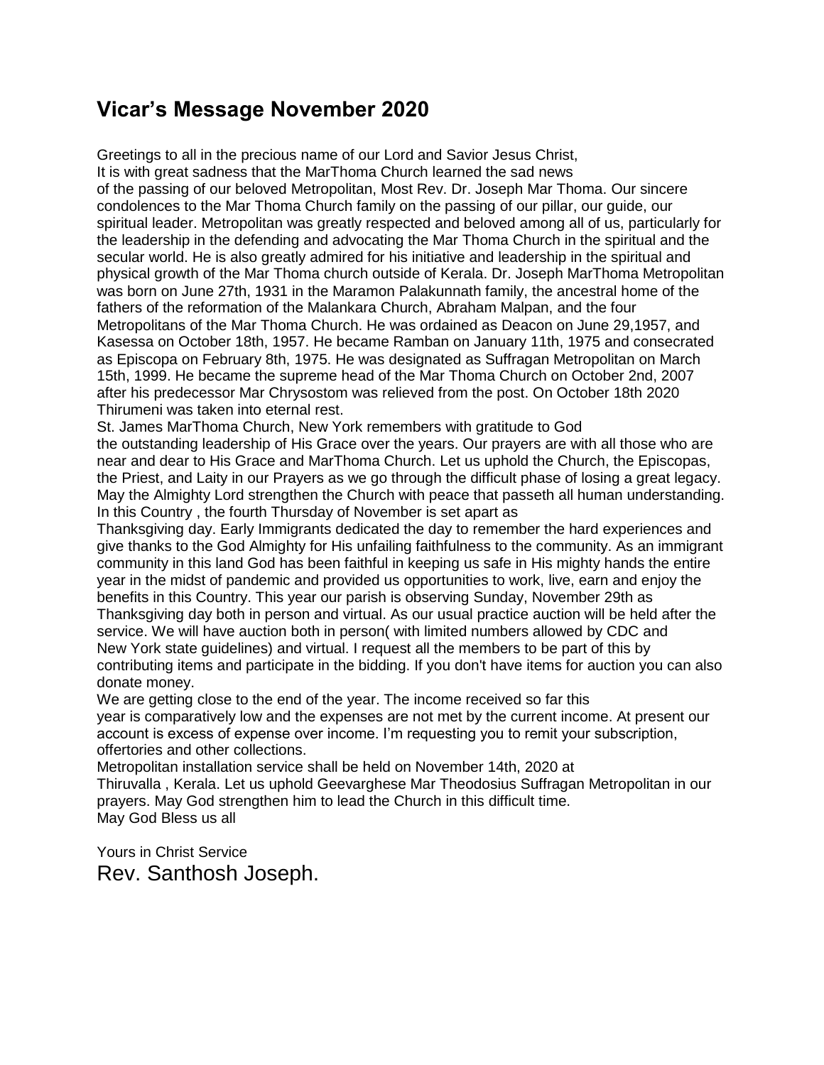# Vicar's Message November 2020

Greetings to all in the precious name of our Lord and Savior Jesus Christ,
It is with great sadness that the MarThoma Church learned the sad news of the passing of our beloved Metropolitan, Most Rev. Dr. Joseph Mar Thoma. Our sincere condolences to the Mar Thoma Church family on the passing of our pillar, our guide, our spiritual leader. Metropolitan was greatly respected and beloved among all of us, particularly for the leadership in the defending and advocating the Mar Thoma Church in the spiritual and the secular world. He is also greatly admired for his initiative and leadership in the spiritual and physical growth of the Mar Thoma church outside of Kerala. Dr. Joseph MarThoma Metropolitan was born on June 27th, 1931 in the Maramon Palakunnath family, the ancestral home of the fathers of the reformation of the Malankara Church, Abraham Malpan, and the four Metropolitans of the Mar Thoma Church. He was ordained as Deacon on June 29,1957, and Kasessa on October 18th, 1957. He became Ramban on January 11th, 1975 and consecrated as Episcopa on February 8th, 1975. He was designated as Suffragan Metropolitan on March 15th, 1999. He became the supreme head of the Mar Thoma Church on October 2nd, 2007 after his predecessor Mar Chrysostom was relieved from the post. On October 18th 2020 Thirumeni was taken into eternal rest.

St. James MarThoma Church, New York remembers with gratitude to God the outstanding leadership of His Grace over the years. Our prayers are with all those who are near and dear to His Grace and MarThoma Church. Let us uphold the Church, the Episcopas, the Priest, and Laity in our Prayers as we go through the difficult phase of losing a great legacy. May the Almighty Lord strengthen the Church with peace that passeth all human understanding.

In this Country , the fourth Thursday of November is set apart as Thanksgiving day. Early Immigrants dedicated the day to remember the hard experiences and give thanks to the God Almighty for His unfailing faithfulness to the community. As an immigrant community in this land God has been faithful in keeping us safe in His mighty hands the entire year in the midst of pandemic and provided us opportunities to work, live, earn and enjoy the benefits in this Country. This year our parish is observing Sunday, November 29th as Thanksgiving day both in person and virtual. As our usual practice auction will be held after the service. We will have auction both in person( with limited numbers allowed by CDC and New York state guidelines) and virtual. I request all the members to be part of this by contributing items and participate in the bidding. If you don't have items for auction you can also donate money.

We are getting close to the end of the year. The income received so far this year is comparatively low and the expenses are not met by the current income. At present our account is excess of expense over income. I'm requesting you to remit your subscription, offertories and other collections.

Metropolitan installation service shall be held on November 14th, 2020 at Thiruvalla , Kerala. Let us uphold Geevarghese Mar Theodosius Suffragan Metropolitan in our prayers. May God strengthen him to lead the Church in this difficult time.
May God Bless us all

Yours in Christ Service
Rev. Santhosh Joseph.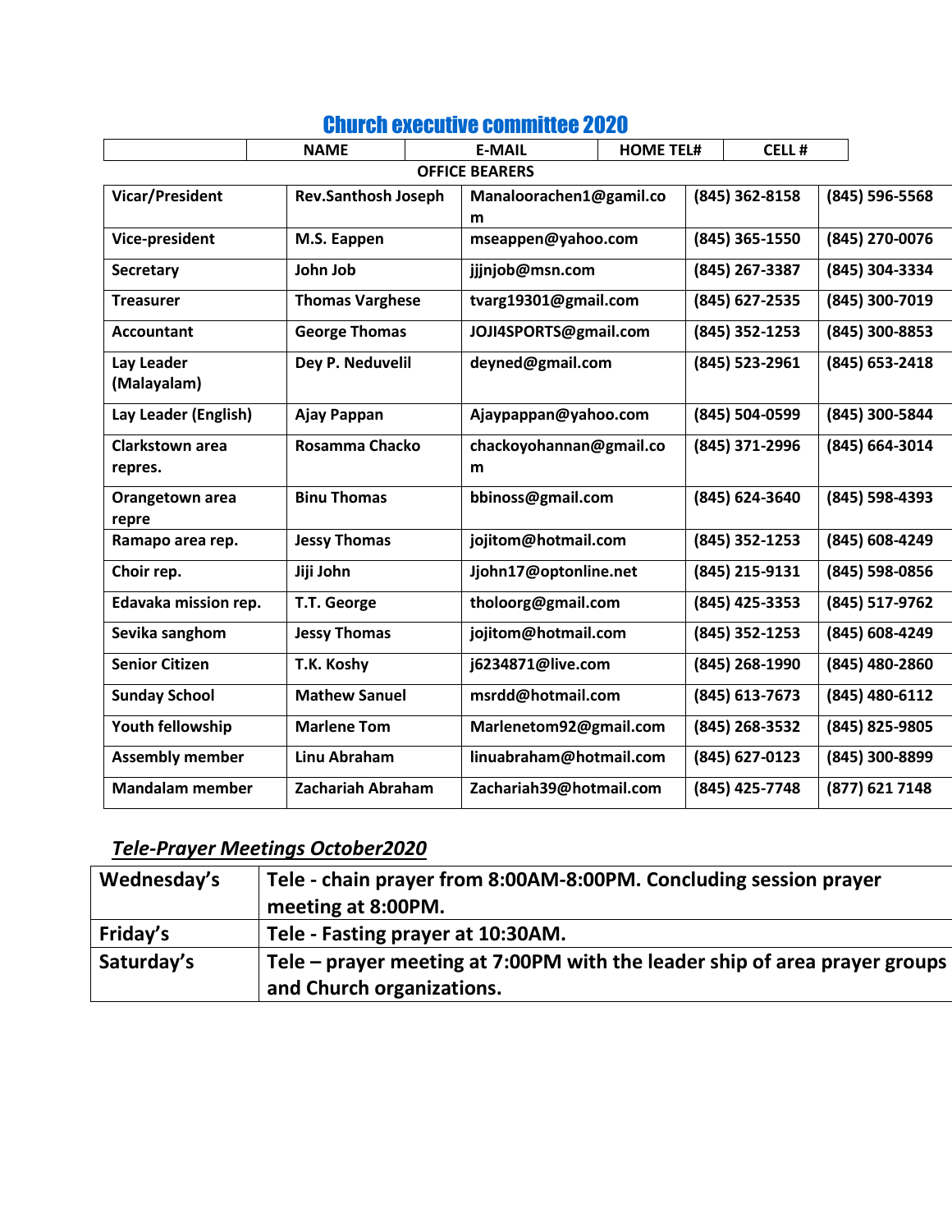## Church executive committee 2020

| | NAME | E-MAIL | HOME TEL# | CELL # |
|---|---|---|---|---|
| **OFFICE BEARERS** | | | | |
| Vicar/President | Rev.Santhosh Joseph | Manaloorachen1@gamil.com | (845) 362-8158 | (845) 596-5568 |
| Vice-president | M.S. Eappen | mseappen@yahoo.com | (845) 365-1550 | (845) 270-0076 |
| Secretary | John Job | jjjnjob@msn.com | (845) 267-3387 | (845) 304-3334 |
| Treasurer | Thomas Varghese | tvarg19301@gmail.com | (845) 627-2535 | (845) 300-7019 |
| Accountant | George Thomas | JOJI4SPORTS@gmail.com | (845) 352-1253 | (845) 300-8853 |
| Lay Leader (Malayalam) | Dey P. Neduvelil | deyned@gmail.com | (845) 523-2961 | (845) 653-2418 |
| Lay Leader (English) | Ajay Pappan | Ajaypappan@yahoo.com | (845) 504-0599 | (845) 300-5844 |
| Clarkstown area repres. | Rosamma Chacko | chackoyohannan@gmail.com | (845) 371-2996 | (845) 664-3014 |
| Orangetown area repre | Binu Thomas | bbinoss@gmail.com | (845) 624-3640 | (845) 598-4393 |
| Ramapo area rep. | Jessy Thomas | jojitom@hotmail.com | (845) 352-1253 | (845) 608-4249 |
| Choir rep. | Jiji John | Jjohn17@optonline.net | (845) 215-9131 | (845) 598-0856 |
| Edavaka mission rep. | T.T. George | tholoorg@gmail.com | (845) 425-3353 | (845) 517-9762 |
| Sevika sanghom | Jessy Thomas | jojitom@hotmail.com | (845) 352-1253 | (845) 608-4249 |
| Senior Citizen | T.K. Koshy | j6234871@live.com | (845) 268-1990 | (845) 480-2860 |
| Sunday School | Mathew Sanuel | msrdd@hotmail.com | (845) 613-7673 | (845) 480-6112 |
| Youth fellowship | Marlene Tom | Marlenetom92@gmail.com | (845) 268-3532 | (845) 825-9805 |
| Assembly member | Linu Abraham | linuabraham@hotmail.com | (845) 627-0123 | (845) 300-8899 |
| Mandalam member | Zachariah Abraham | Zachariah39@hotmail.com | (845) 425-7748 | (877) 621 7148 |

### *Tele-Prayer Meetings October2020*

| | |
|---|---|
| Wednesday's | Tele - chain prayer from 8:00AM-8:00PM. Concluding session prayer meeting at 8:00PM. |
| Friday's | Tele - Fasting prayer at 10:30AM. |
| Saturday's | Tele – prayer meeting at 7:00PM with the leader ship of area prayer groups and Church organizations. |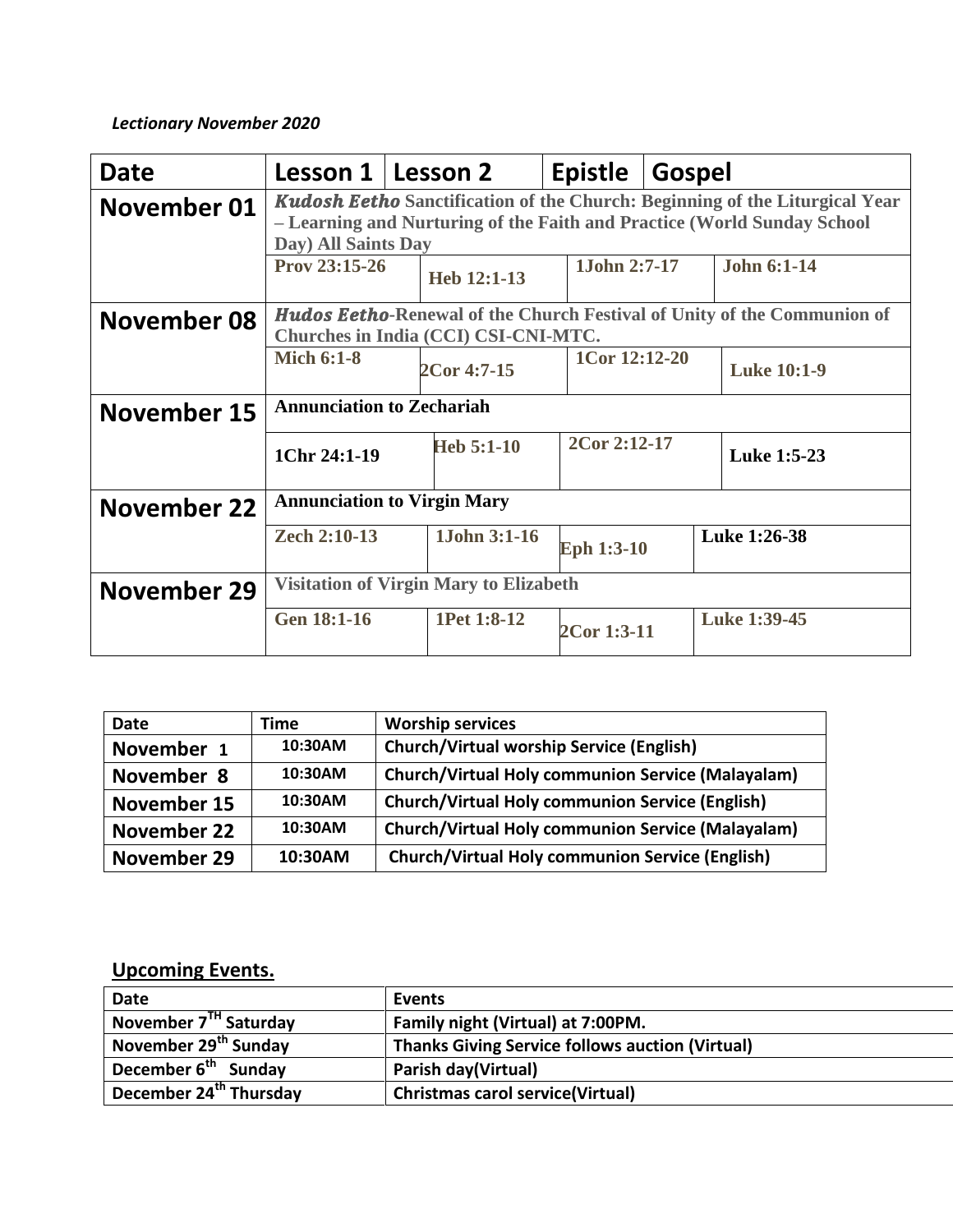*Lectionary November 2020*

| Date | Lesson 1 | Lesson 2 | Epistle | Gospel |
|---|---|---|---|---|
| November 01 | ***Kudosh Eetho*** **Sanctification of the Church: Beginning of the Liturgical Year – Learning and Nurturing of the Faith and Practice (World Sunday School Day) All Saints Day** | | | |
| | **Prov 23:15-26** | **Heb 12:1-13** | **1John 2:7-17** | **John 6:1-14** |
| November 08 | ***Hudos Eetho*****-Renewal of the Church Festival of Unity of the Communion of Churches in India (CCI) CSI-CNI-MTC.** | | | |
| | **Mich 6:1-8** | **2Cor 4:7-15** | **1Cor 12:12-20** | **Luke 10:1-9** |
| November 15 | **Annunciation to Zechariah** | | | |
| | **1Chr 24:1-19** | **Heb 5:1-10** | **2Cor 2:12-17** | **Luke 1:5-23** |
| November 22 | **Annunciation to Virgin Mary** | | | |
| | **Zech 2:10-13** | **1John 3:1-16** | **Eph 1:3-10** | **Luke 1:26-38** |
| November 29 | **Visitation of Virgin Mary to Elizabeth** | | | |
| | **Gen 18:1-16** | **1Pet 1:8-12** | **2Cor 1:3-11** | **Luke 1:39-45** |

| Date | Time | Worship services |
|---|---|---|
| November 1 | 10:30AM | Church/Virtual worship Service (English) |
| November 8 | 10:30AM | Church/Virtual Holy communion Service (Malayalam) |
| November 15 | 10:30AM | Church/Virtual Holy communion Service (English) |
| November 22 | 10:30AM | Church/Virtual Holy communion Service (Malayalam) |
| November 29 | 10:30AM | Church/Virtual Holy communion Service (English) |

## Upcoming Events.

| Date | Events |
|---|---|
| November 7TH Saturday | Family night (Virtual) at 7:00PM. |
| November 29th Sunday | Thanks Giving Service follows auction (Virtual) |
| December 6th Sunday | Parish day(Virtual) |
| December 24th Thursday | Christmas carol service(Virtual) |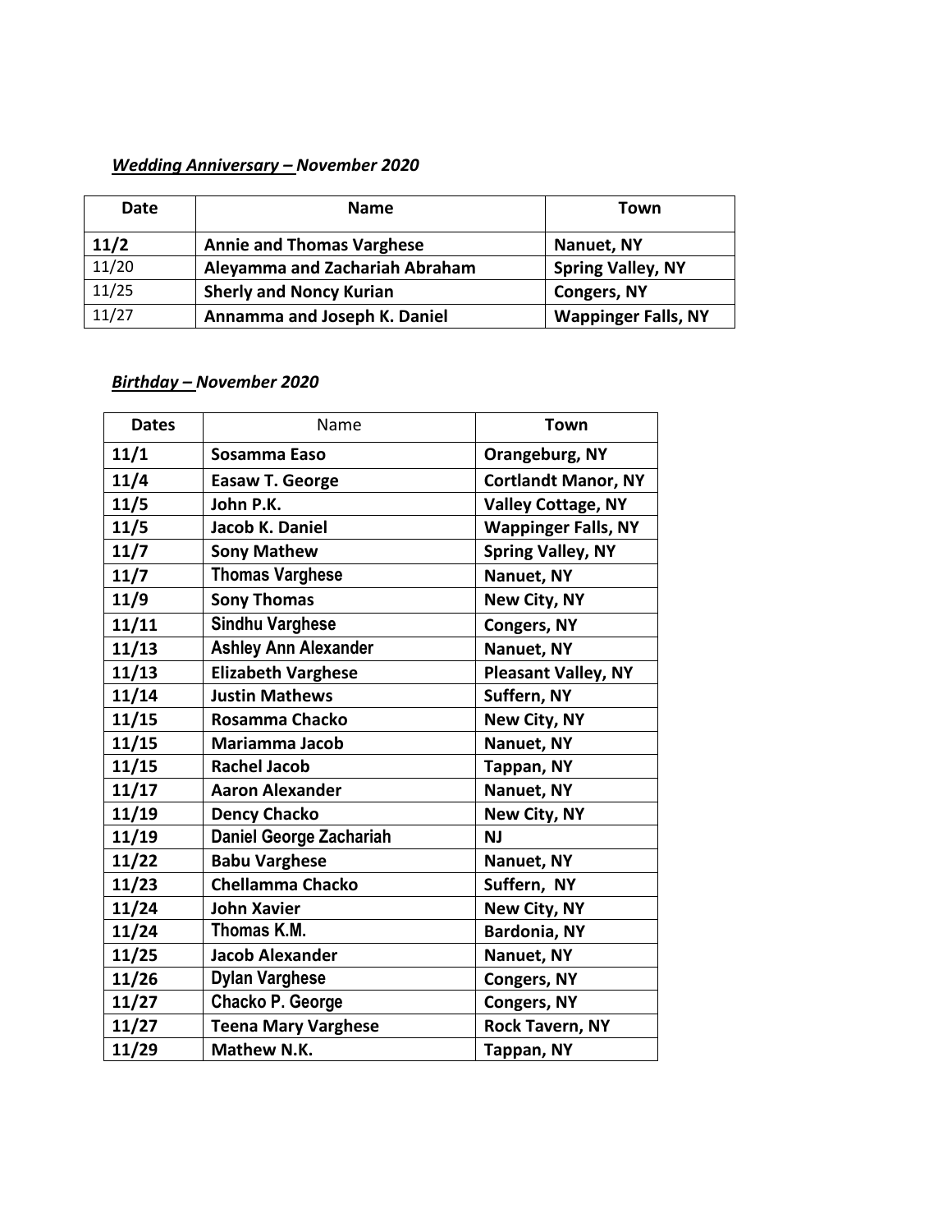***Wedding Anniversary – November 2020***

| Date | Name | Town |
|---|---|---|
| **11/2** | **Annie and Thomas Varghese** | **Nanuet, NY** |
| 11/20 | **Aleyamma and Zachariah Abraham** | **Spring Valley, NY** |
| 11/25 | **Sherly and Noncy Kurian** | **Congers, NY** |
| 11/27 | **Annamma and Joseph K. Daniel** | **Wappinger Falls, NY** |

***Birthday – November 2020***

| Dates | Name | Town |
|---|---|---|
| **11/1** | **Sosamma Easo** | **Orangeburg, NY** |
| **11/4** | **Easaw T. George** | **Cortlandt Manor, NY** |
| **11/5** | **John P.K.** | **Valley Cottage, NY** |
| **11/5** | **Jacob K. Daniel** | **Wappinger Falls, NY** |
| **11/7** | **Sony Mathew** | **Spring Valley, NY** |
| **11/7** | **Thomas Varghese** | **Nanuet, NY** |
| **11/9** | **Sony Thomas** | **New City, NY** |
| **11/11** | **Sindhu Varghese** | **Congers, NY** |
| **11/13** | **Ashley Ann Alexander** | **Nanuet, NY** |
| **11/13** | **Elizabeth Varghese** | **Pleasant Valley, NY** |
| **11/14** | **Justin Mathews** | **Suffern, NY** |
| **11/15** | **Rosamma Chacko** | **New City, NY** |
| **11/15** | **Mariamma Jacob** | **Nanuet, NY** |
| **11/15** | **Rachel Jacob** | **Tappan, NY** |
| **11/17** | **Aaron Alexander** | **Nanuet, NY** |
| **11/19** | **Dency Chacko** | **New City, NY** |
| **11/19** | **Daniel George Zachariah** | **NJ** |
| **11/22** | **Babu Varghese** | **Nanuet, NY** |
| **11/23** | **Chellamma Chacko** | **Suffern, NY** |
| **11/24** | **John Xavier** | **New City, NY** |
| **11/24** | **Thomas K.M.** | **Bardonia, NY** |
| **11/25** | **Jacob Alexander** | **Nanuet, NY** |
| **11/26** | **Dylan Varghese** | **Congers, NY** |
| **11/27** | **Chacko P. George** | **Congers, NY** |
| **11/27** | **Teena Mary Varghese** | **Rock Tavern, NY** |
| **11/29** | **Mathew N.K.** | **Tappan, NY** |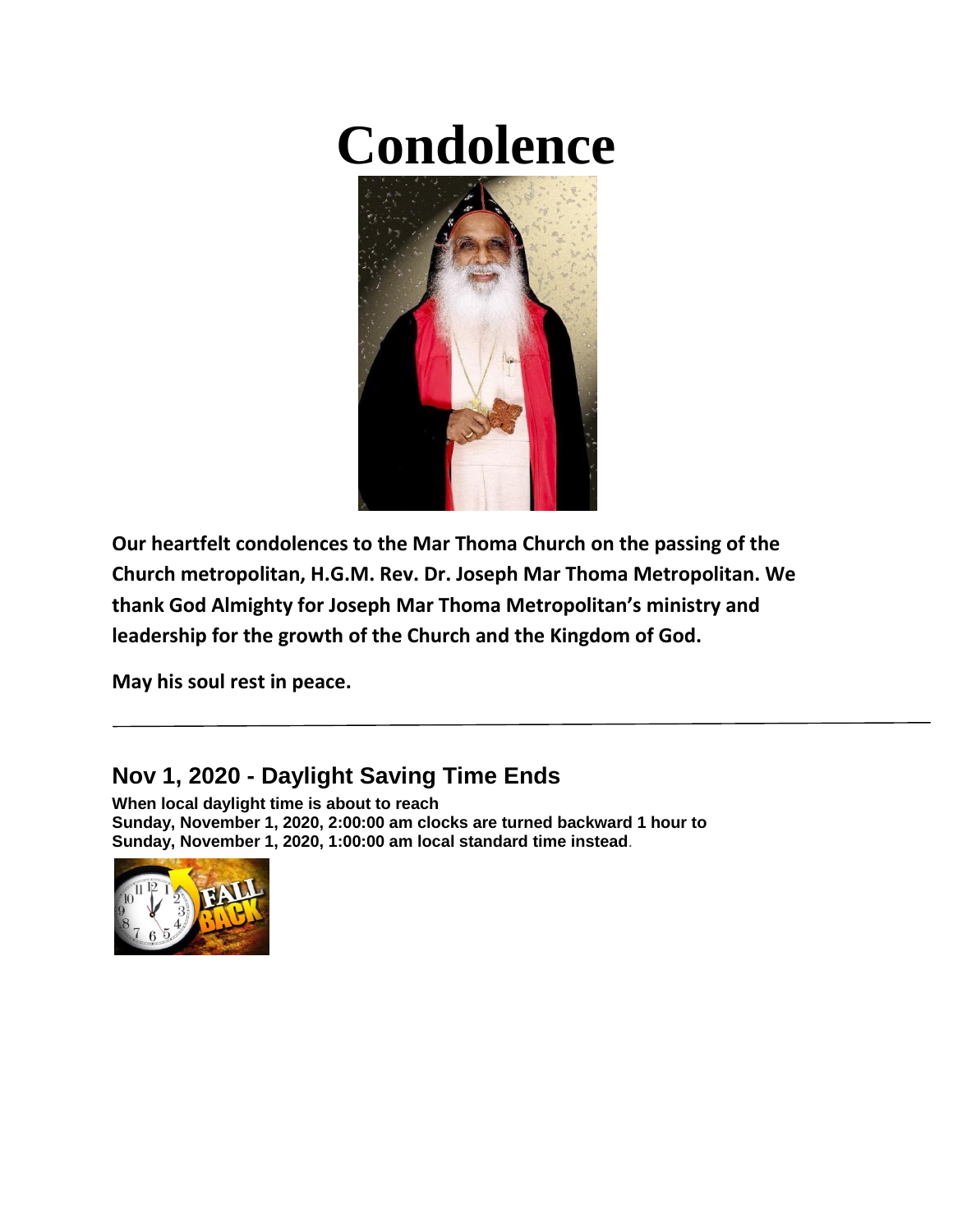# Condolence

**Our heartfelt condolences to the Mar Thoma Church on the passing of the Church metropolitan, H.G.M. Rev. Dr. Joseph Mar Thoma Metropolitan. We thank God Almighty for Joseph Mar Thoma Metropolitan's ministry and leadership for the growth of the Church and the Kingdom of God.**

**May his soul rest in peace.**

---

## Nov 1, 2020 - Daylight Saving Time Ends

**When local daylight time is about to reach**
**Sunday, November 1, 2020, 2:00:00 am clocks are turned backward 1 hour to**
**Sunday, November 1, 2020, 1:00:00 am local standard time instead**.